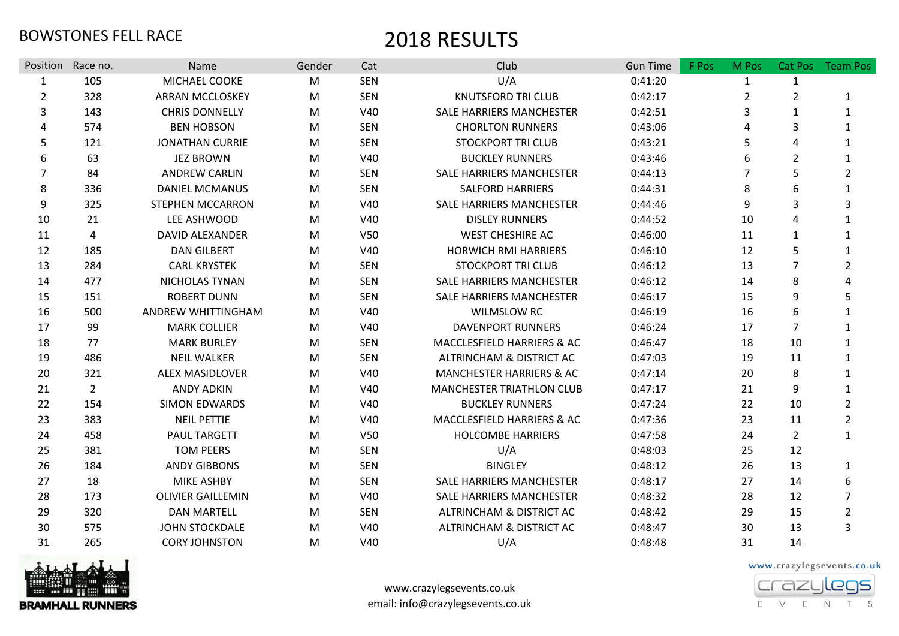BOWSTONES FELL RACE

# 2018 RESULTS

| Position | Race no. | Name | Gender | Cat | Club | Gun Time | F Pos | M Pos | Cat Pos | Team Pos |
|---|---|---|---|---|---|---|---|---|---|---|
| 1 | 105 | MICHAEL COOKE | M | SEN | U/A | 0:41:20 | | 1 | 1 | |
| 2 | 328 | ARRAN MCCLOSKEY | M | SEN | KNUTSFORD TRI CLUB | 0:42:17 | | 2 | 2 | 1 |
| 3 | 143 | CHRIS DONNELLY | M | V40 | SALE HARRIERS MANCHESTER | 0:42:51 | | 3 | 1 | 1 |
| 4 | 574 | BEN HOBSON | M | SEN | CHORLTON RUNNERS | 0:43:06 | | 4 | 3 | 1 |
| 5 | 121 | JONATHAN CURRIE | M | SEN | STOCKPORT TRI CLUB | 0:43:21 | | 5 | 4 | 1 |
| 6 | 63 | JEZ BROWN | M | V40 | BUCKLEY RUNNERS | 0:43:46 | | 6 | 2 | 1 |
| 7 | 84 | ANDREW CARLIN | M | SEN | SALE HARRIERS MANCHESTER | 0:44:13 | | 7 | 5 | 2 |
| 8 | 336 | DANIEL MCMANUS | M | SEN | SALFORD HARRIERS | 0:44:31 | | 8 | 6 | 1 |
| 9 | 325 | STEPHEN MCCARRON | M | V40 | SALE HARRIERS MANCHESTER | 0:44:46 | | 9 | 3 | 3 |
| 10 | 21 | LEE ASHWOOD | M | V40 | DISLEY RUNNERS | 0:44:52 | | 10 | 4 | 1 |
| 11 | 4 | DAVID ALEXANDER | M | V50 | WEST CHESHIRE AC | 0:46:00 | | 11 | 1 | 1 |
| 12 | 185 | DAN GILBERT | M | V40 | HORWICH RMI HARRIERS | 0:46:10 | | 12 | 5 | 1 |
| 13 | 284 | CARL KRYSTEK | M | SEN | STOCKPORT TRI CLUB | 0:46:12 | | 13 | 7 | 2 |
| 14 | 477 | NICHOLAS TYNAN | M | SEN | SALE HARRIERS MANCHESTER | 0:46:12 | | 14 | 8 | 4 |
| 15 | 151 | ROBERT DUNN | M | SEN | SALE HARRIERS MANCHESTER | 0:46:17 | | 15 | 9 | 5 |
| 16 | 500 | ANDREW WHITTINGHAM | M | V40 | WILMSLOW RC | 0:46:19 | | 16 | 6 | 1 |
| 17 | 99 | MARK COLLIER | M | V40 | DAVENPORT RUNNERS | 0:46:24 | | 17 | 7 | 1 |
| 18 | 77 | MARK BURLEY | M | SEN | MACCLESFIELD HARRIERS & AC | 0:46:47 | | 18 | 10 | 1 |
| 19 | 486 | NEIL WALKER | M | SEN | ALTRINCHAM & DISTRICT AC | 0:47:03 | | 19 | 11 | 1 |
| 20 | 321 | ALEX MASIDLOVER | M | V40 | MANCHESTER HARRIERS & AC | 0:47:14 | | 20 | 8 | 1 |
| 21 | 2 | ANDY ADKIN | M | V40 | MANCHESTER TRIATHLON CLUB | 0:47:17 | | 21 | 9 | 1 |
| 22 | 154 | SIMON EDWARDS | M | V40 | BUCKLEY RUNNERS | 0:47:24 | | 22 | 10 | 2 |
| 23 | 383 | NEIL PETTIE | M | V40 | MACCLESFIELD HARRIERS & AC | 0:47:36 | | 23 | 11 | 2 |
| 24 | 458 | PAUL TARGETT | M | V50 | HOLCOMBE HARRIERS | 0:47:58 | | 24 | 2 | 1 |
| 25 | 381 | TOM PEERS | M | SEN | U/A | 0:48:03 | | 25 | 12 | |
| 26 | 184 | ANDY GIBBONS | M | SEN | BINGLEY | 0:48:12 | | 26 | 13 | 1 |
| 27 | 18 | MIKE ASHBY | M | SEN | SALE HARRIERS MANCHESTER | 0:48:17 | | 27 | 14 | 6 |
| 28 | 173 | OLIVIER GAILLEMIN | M | V40 | SALE HARRIERS MANCHESTER | 0:48:32 | | 28 | 12 | 7 |
| 29 | 320 | DAN MARTELL | M | SEN | ALTRINCHAM & DISTRICT AC | 0:48:42 | | 29 | 15 | 2 |
| 30 | 575 | JOHN STOCKDALE | M | V40 | ALTRINCHAM & DISTRICT AC | 0:48:47 | | 30 | 13 | 3 |
| 31 | 265 | CORY JOHNSTON | M | V40 | U/A | 0:48:48 | | 31 | 14 | |

BRAMHALL RUNNERS

www.crazylegsevents.co.uk
email: info@crazylegsevents.co.uk

www.crazylegsevents.co.uk
crazylegs EVENTS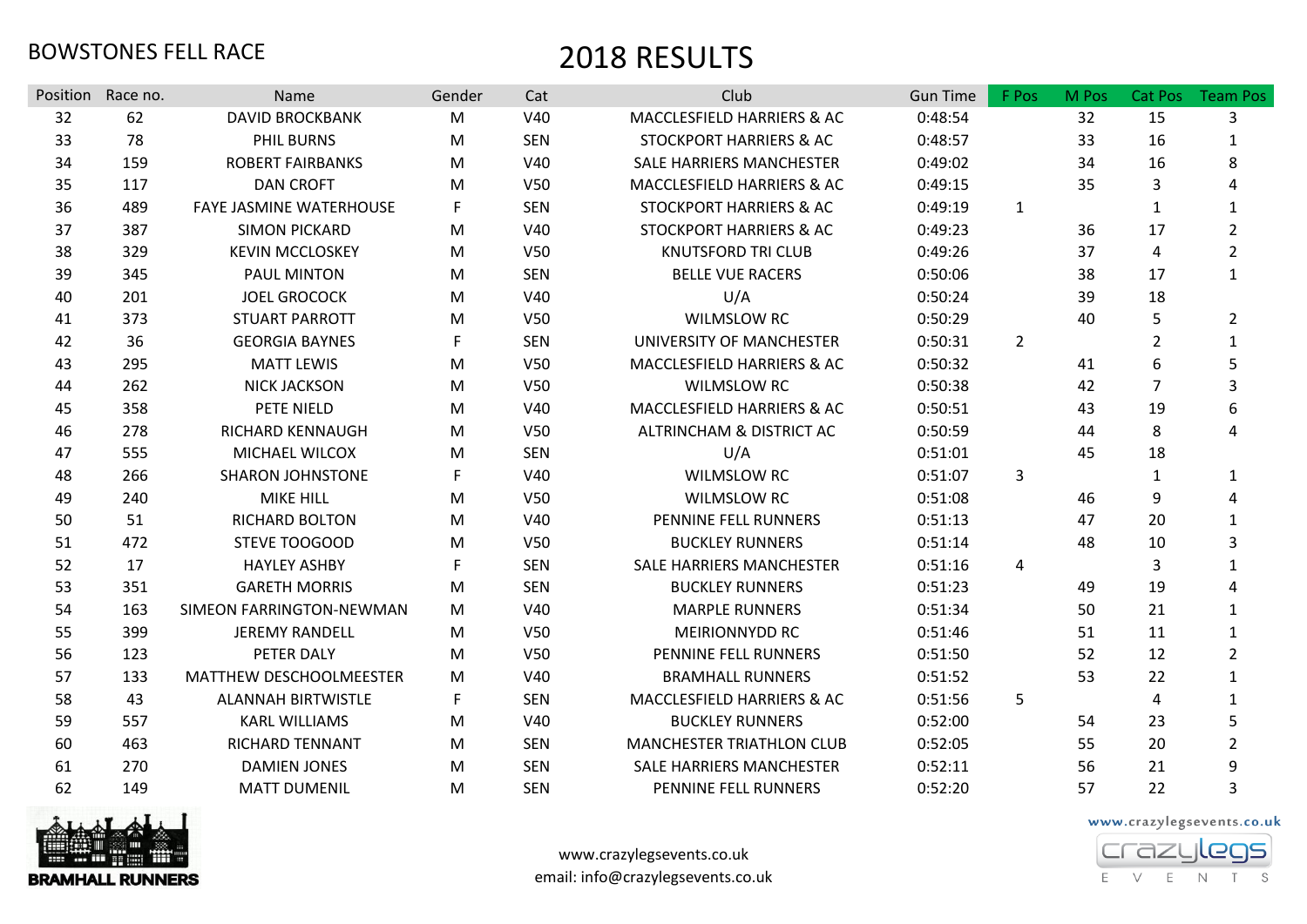BOWSTONES FELL RACE

# 2018 RESULTS

| Position | Race no. | Name | Gender | Cat | Club | Gun Time | F Pos | M Pos | Cat Pos | Team Pos |
|---|---|---|---|---|---|---|---|---|---|---|
| 32 | 62 | DAVID BROCKBANK | M | V40 | MACCLESFIELD HARRIERS & AC | 0:48:54 | | 32 | 15 | 3 |
| 33 | 78 | PHIL BURNS | M | SEN | STOCKPORT HARRIERS & AC | 0:48:57 | | 33 | 16 | 1 |
| 34 | 159 | ROBERT FAIRBANKS | M | V40 | SALE HARRIERS MANCHESTER | 0:49:02 | | 34 | 16 | 8 |
| 35 | 117 | DAN CROFT | M | V50 | MACCLESFIELD HARRIERS & AC | 0:49:15 | | 35 | 3 | 4 |
| 36 | 489 | FAYE JASMINE WATERHOUSE | F | SEN | STOCKPORT HARRIERS & AC | 0:49:19 | 1 | | 1 | 1 |
| 37 | 387 | SIMON PICKARD | M | V40 | STOCKPORT HARRIERS & AC | 0:49:23 | | 36 | 17 | 2 |
| 38 | 329 | KEVIN MCCLOSKEY | M | V50 | KNUTSFORD TRI CLUB | 0:49:26 | | 37 | 4 | 2 |
| 39 | 345 | PAUL MINTON | M | SEN | BELLE VUE RACERS | 0:50:06 | | 38 | 17 | 1 |
| 40 | 201 | JOEL GROCOCK | M | V40 | U/A | 0:50:24 | | 39 | 18 | |
| 41 | 373 | STUART PARROTT | M | V50 | WILMSLOW RC | 0:50:29 | | 40 | 5 | 2 |
| 42 | 36 | GEORGIA BAYNES | F | SEN | UNIVERSITY OF MANCHESTER | 0:50:31 | 2 | | 2 | 1 |
| 43 | 295 | MATT LEWIS | M | V50 | MACCLESFIELD HARRIERS & AC | 0:50:32 | | 41 | 6 | 5 |
| 44 | 262 | NICK JACKSON | M | V50 | WILMSLOW RC | 0:50:38 | | 42 | 7 | 3 |
| 45 | 358 | PETE NIELD | M | V40 | MACCLESFIELD HARRIERS & AC | 0:50:51 | | 43 | 19 | 6 |
| 46 | 278 | RICHARD KENNAUGH | M | V50 | ALTRINCHAM & DISTRICT AC | 0:50:59 | | 44 | 8 | 4 |
| 47 | 555 | MICHAEL WILCOX | M | SEN | U/A | 0:51:01 | | 45 | 18 | |
| 48 | 266 | SHARON JOHNSTONE | F | V40 | WILMSLOW RC | 0:51:07 | 3 | | 1 | 1 |
| 49 | 240 | MIKE HILL | M | V50 | WILMSLOW RC | 0:51:08 | | 46 | 9 | 4 |
| 50 | 51 | RICHARD BOLTON | M | V40 | PENNINE FELL RUNNERS | 0:51:13 | | 47 | 20 | 1 |
| 51 | 472 | STEVE TOOGOOD | M | V50 | BUCKLEY RUNNERS | 0:51:14 | | 48 | 10 | 3 |
| 52 | 17 | HAYLEY ASHBY | F | SEN | SALE HARRIERS MANCHESTER | 0:51:16 | 4 | | 3 | 1 |
| 53 | 351 | GARETH MORRIS | M | SEN | BUCKLEY RUNNERS | 0:51:23 | | 49 | 19 | 4 |
| 54 | 163 | SIMEON FARRINGTON-NEWMAN | M | V40 | MARPLE RUNNERS | 0:51:34 | | 50 | 21 | 1 |
| 55 | 399 | JEREMY RANDELL | M | V50 | MEIRIONNYDD RC | 0:51:46 | | 51 | 11 | 1 |
| 56 | 123 | PETER DALY | M | V50 | PENNINE FELL RUNNERS | 0:51:50 | | 52 | 12 | 2 |
| 57 | 133 | MATTHEW DESCHOOLMEESTER | M | V40 | BRAMHALL RUNNERS | 0:51:52 | | 53 | 22 | 1 |
| 58 | 43 | ALANNAH BIRTWISTLE | F | SEN | MACCLESFIELD HARRIERS & AC | 0:51:56 | 5 | | 4 | 1 |
| 59 | 557 | KARL WILLIAMS | M | V40 | BUCKLEY RUNNERS | 0:52:00 | | 54 | 23 | 5 |
| 60 | 463 | RICHARD TENNANT | M | SEN | MANCHESTER TRIATHLON CLUB | 0:52:05 | | 55 | 20 | 2 |
| 61 | 270 | DAMIEN JONES | M | SEN | SALE HARRIERS MANCHESTER | 0:52:11 | | 56 | 21 | 9 |
| 62 | 149 | MATT DUMENIL | M | SEN | PENNINE FELL RUNNERS | 0:52:20 | | 57 | 22 | 3 |

BRAMHALL RUNNERS

www.crazylegsevents.co.uk
email: info@crazylegsevents.co.uk

www.crazylegsevents.co.uk
crazylegs EVENTS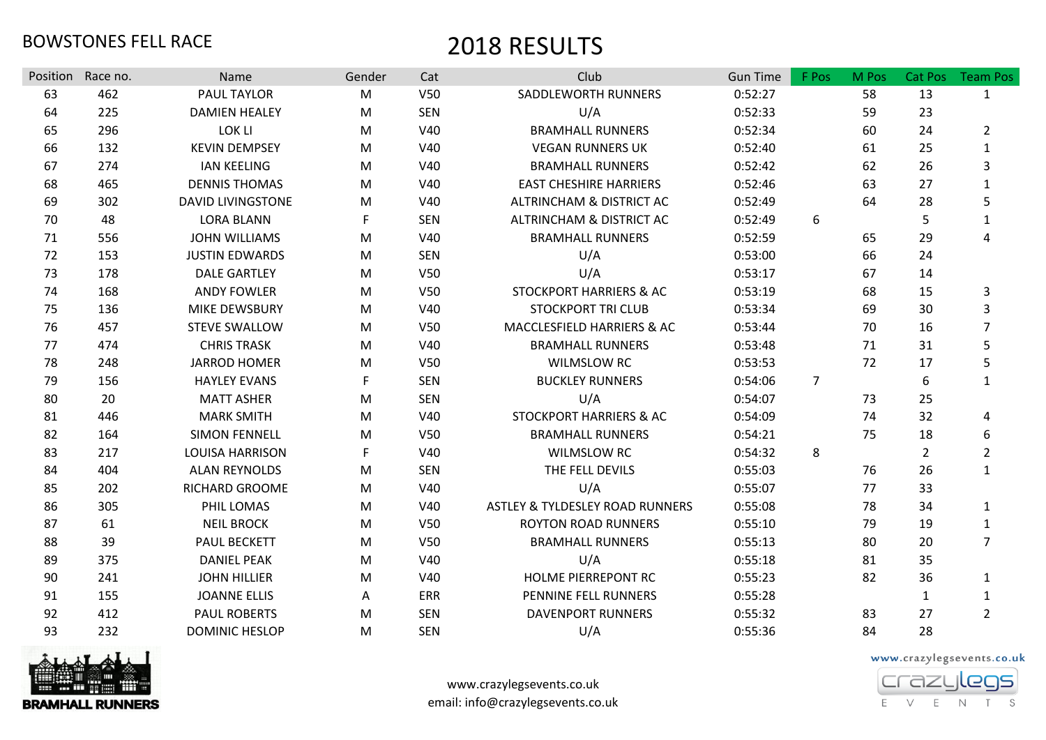BOWSTONES FELL RACE

# 2018 RESULTS

| Position | Race no. | Name | Gender | Cat | Club | Gun Time | F Pos | M Pos | Cat Pos | Team Pos |
|---|---|---|---|---|---|---|---|---|---|---|
| 63 | 462 | PAUL TAYLOR | M | V50 | SADDLEWORTH RUNNERS | 0:52:27 | | 58 | 13 | 1 |
| 64 | 225 | DAMIEN HEALEY | M | SEN | U/A | 0:52:33 | | 59 | 23 | |
| 65 | 296 | LOK LI | M | V40 | BRAMHALL RUNNERS | 0:52:34 | | 60 | 24 | 2 |
| 66 | 132 | KEVIN DEMPSEY | M | V40 | VEGAN RUNNERS UK | 0:52:40 | | 61 | 25 | 1 |
| 67 | 274 | IAN KEELING | M | V40 | BRAMHALL RUNNERS | 0:52:42 | | 62 | 26 | 3 |
| 68 | 465 | DENNIS THOMAS | M | V40 | EAST CHESHIRE HARRIERS | 0:52:46 | | 63 | 27 | 1 |
| 69 | 302 | DAVID LIVINGSTONE | M | V40 | ALTRINCHAM & DISTRICT AC | 0:52:49 | | 64 | 28 | 5 |
| 70 | 48 | LORA BLANN | F | SEN | ALTRINCHAM & DISTRICT AC | 0:52:49 | 6 | | 5 | 1 |
| 71 | 556 | JOHN WILLIAMS | M | V40 | BRAMHALL RUNNERS | 0:52:59 | | 65 | 29 | 4 |
| 72 | 153 | JUSTIN EDWARDS | M | SEN | U/A | 0:53:00 | | 66 | 24 | |
| 73 | 178 | DALE GARTLEY | M | V50 | U/A | 0:53:17 | | 67 | 14 | |
| 74 | 168 | ANDY FOWLER | M | V50 | STOCKPORT HARRIERS & AC | 0:53:19 | | 68 | 15 | 3 |
| 75 | 136 | MIKE DEWSBURY | M | V40 | STOCKPORT TRI CLUB | 0:53:34 | | 69 | 30 | 3 |
| 76 | 457 | STEVE SWALLOW | M | V50 | MACCLESFIELD HARRIERS & AC | 0:53:44 | | 70 | 16 | 7 |
| 77 | 474 | CHRIS TRASK | M | V40 | BRAMHALL RUNNERS | 0:53:48 | | 71 | 31 | 5 |
| 78 | 248 | JARROD HOMER | M | V50 | WILMSLOW RC | 0:53:53 | | 72 | 17 | 5 |
| 79 | 156 | HAYLEY EVANS | F | SEN | BUCKLEY RUNNERS | 0:54:06 | 7 | | 6 | 1 |
| 80 | 20 | MATT ASHER | M | SEN | U/A | 0:54:07 | | 73 | 25 | |
| 81 | 446 | MARK SMITH | M | V40 | STOCKPORT HARRIERS & AC | 0:54:09 | | 74 | 32 | 4 |
| 82 | 164 | SIMON FENNELL | M | V50 | BRAMHALL RUNNERS | 0:54:21 | | 75 | 18 | 6 |
| 83 | 217 | LOUISA HARRISON | F | V40 | WILMSLOW RC | 0:54:32 | 8 | | 2 | 2 |
| 84 | 404 | ALAN REYNOLDS | M | SEN | THE FELL DEVILS | 0:55:03 | | 76 | 26 | 1 |
| 85 | 202 | RICHARD GROOME | M | V40 | U/A | 0:55:07 | | 77 | 33 | |
| 86 | 305 | PHIL LOMAS | M | V40 | ASTLEY & TYLDESLEY ROAD RUNNERS | 0:55:08 | | 78 | 34 | 1 |
| 87 | 61 | NEIL BROCK | M | V50 | ROYTON ROAD RUNNERS | 0:55:10 | | 79 | 19 | 1 |
| 88 | 39 | PAUL BECKETT | M | V50 | BRAMHALL RUNNERS | 0:55:13 | | 80 | 20 | 7 |
| 89 | 375 | DANIEL PEAK | M | V40 | U/A | 0:55:18 | | 81 | 35 | |
| 90 | 241 | JOHN HILLIER | M | V40 | HOLME PIERREPONT RC | 0:55:23 | | 82 | 36 | 1 |
| 91 | 155 | JOANNE ELLIS | A | ERR | PENNINE FELL RUNNERS | 0:55:28 | | | 1 | 1 |
| 92 | 412 | PAUL ROBERTS | M | SEN | DAVENPORT RUNNERS | 0:55:32 | | 83 | 27 | 2 |
| 93 | 232 | DOMINIC HESLOP | M | SEN | U/A | 0:55:36 | | 84 | 28 | |

BRAMHALL RUNNERS

www.crazylegsevents.co.uk
email: info@crazylegsevents.co.uk

www.crazylegsevents.co.uk
crazylegs EVENTS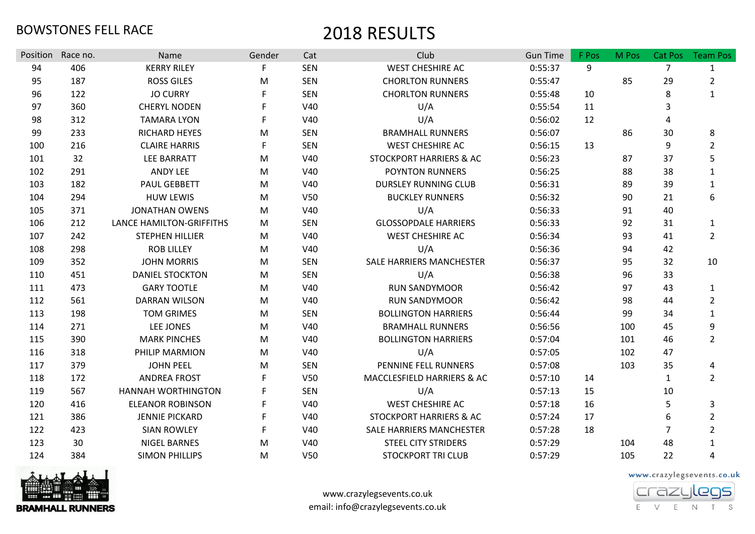BOWSTONES FELL RACE

# 2018 RESULTS

| Position | Race no. | Name | Gender | Cat | Club | Gun Time | F Pos | M Pos | Cat Pos | Team Pos |
|---|---|---|---|---|---|---|---|---|---|---|
| 94 | 406 | KERRY RILEY | F | SEN | WEST CHESHIRE AC | 0:55:37 | 9 | | 7 | 1 |
| 95 | 187 | ROSS GILES | M | SEN | CHORLTON RUNNERS | 0:55:47 | | 85 | 29 | 2 |
| 96 | 122 | JO CURRY | F | SEN | CHORLTON RUNNERS | 0:55:48 | 10 | | 8 | 1 |
| 97 | 360 | CHERYL NODEN | F | V40 | U/A | 0:55:54 | 11 | | 3 | |
| 98 | 312 | TAMARA LYON | F | V40 | U/A | 0:56:02 | 12 | | 4 | |
| 99 | 233 | RICHARD HEYES | M | SEN | BRAMHALL RUNNERS | 0:56:07 | | 86 | 30 | 8 |
| 100 | 216 | CLAIRE HARRIS | F | SEN | WEST CHESHIRE AC | 0:56:15 | 13 | | 9 | 2 |
| 101 | 32 | LEE BARRATT | M | V40 | STOCKPORT HARRIERS & AC | 0:56:23 | | 87 | 37 | 5 |
| 102 | 291 | ANDY LEE | M | V40 | POYNTON RUNNERS | 0:56:25 | | 88 | 38 | 1 |
| 103 | 182 | PAUL GEBBETT | M | V40 | DURSLEY RUNNING CLUB | 0:56:31 | | 89 | 39 | 1 |
| 104 | 294 | HUW LEWIS | M | V50 | BUCKLEY RUNNERS | 0:56:32 | | 90 | 21 | 6 |
| 105 | 371 | JONATHAN OWENS | M | V40 | U/A | 0:56:33 | | 91 | 40 | |
| 106 | 212 | LANCE HAMILTON-GRIFFITHS | M | SEN | GLOSSOPDALE HARRIERS | 0:56:33 | | 92 | 31 | 1 |
| 107 | 242 | STEPHEN HILLIER | M | V40 | WEST CHESHIRE AC | 0:56:34 | | 93 | 41 | 2 |
| 108 | 298 | ROB LILLEY | M | V40 | U/A | 0:56:36 | | 94 | 42 | |
| 109 | 352 | JOHN MORRIS | M | SEN | SALE HARRIERS MANCHESTER | 0:56:37 | | 95 | 32 | 10 |
| 110 | 451 | DANIEL STOCKTON | M | SEN | U/A | 0:56:38 | | 96 | 33 | |
| 111 | 473 | GARY TOOTLE | M | V40 | RUN SANDYMOOR | 0:56:42 | | 97 | 43 | 1 |
| 112 | 561 | DARRAN WILSON | M | V40 | RUN SANDYMOOR | 0:56:42 | | 98 | 44 | 2 |
| 113 | 198 | TOM GRIMES | M | SEN | BOLLINGTON HARRIERS | 0:56:44 | | 99 | 34 | 1 |
| 114 | 271 | LEE JONES | M | V40 | BRAMHALL RUNNERS | 0:56:56 | | 100 | 45 | 9 |
| 115 | 390 | MARK PINCHES | M | V40 | BOLLINGTON HARRIERS | 0:57:04 | | 101 | 46 | 2 |
| 116 | 318 | PHILIP MARMION | M | V40 | U/A | 0:57:05 | | 102 | 47 | |
| 117 | 379 | JOHN PEEL | M | SEN | PENNINE FELL RUNNERS | 0:57:08 | | 103 | 35 | 4 |
| 118 | 172 | ANDREA FROST | F | V50 | MACCLESFIELD HARRIERS & AC | 0:57:10 | 14 | | 1 | 2 |
| 119 | 567 | HANNAH WORTHINGTON | F | SEN | U/A | 0:57:13 | 15 | | 10 | |
| 120 | 416 | ELEANOR ROBINSON | F | V40 | WEST CHESHIRE AC | 0:57:18 | 16 | | 5 | 3 |
| 121 | 386 | JENNIE PICKARD | F | V40 | STOCKPORT HARRIERS & AC | 0:57:24 | 17 | | 6 | 2 |
| 122 | 423 | SIAN ROWLEY | F | V40 | SALE HARRIERS MANCHESTER | 0:57:28 | 18 | | 7 | 2 |
| 123 | 30 | NIGEL BARNES | M | V40 | STEEL CITY STRIDERS | 0:57:29 | | 104 | 48 | 1 |
| 124 | 384 | SIMON PHILLIPS | M | V50 | STOCKPORT TRI CLUB | 0:57:29 | | 105 | 22 | 4 |

BRAMHALL RUNNERS

www.crazylegsevents.co.uk
email: info@crazylegsevents.co.uk

www.crazylegsevents.co.uk
crazylegs EVENTS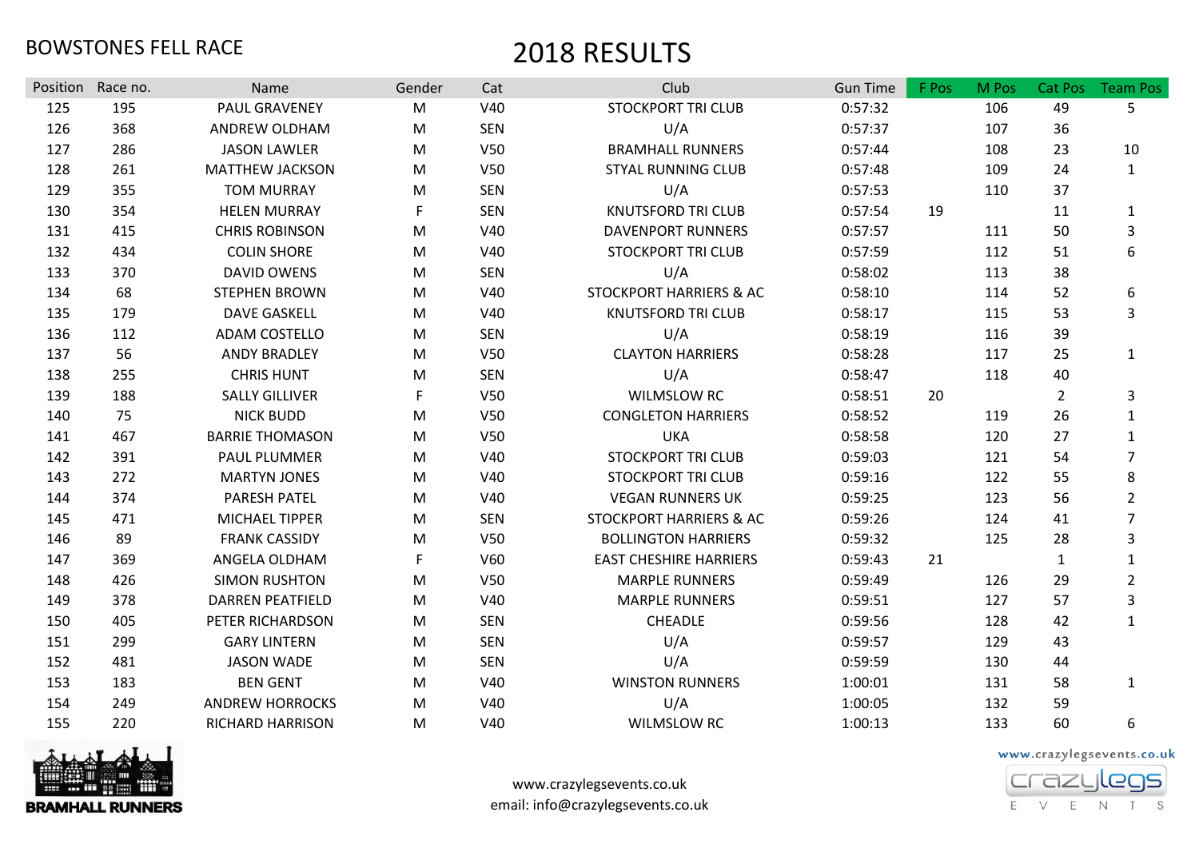BOWSTONES FELL RACE

# 2018 RESULTS

| Position | Race no. | Name | Gender | Cat | Club | Gun Time | F Pos | M Pos | Cat Pos | Team Pos |
|---|---|---|---|---|---|---|---|---|---|---|
| 125 | 195 | PAUL GRAVENEY | M | V40 | STOCKPORT TRI CLUB | 0:57:32 | | 106 | 49 | 5 |
| 126 | 368 | ANDREW OLDHAM | M | SEN | U/A | 0:57:37 | | 107 | 36 | |
| 127 | 286 | JASON LAWLER | M | V50 | BRAMHALL RUNNERS | 0:57:44 | | 108 | 23 | 10 |
| 128 | 261 | MATTHEW JACKSON | M | V50 | STYAL RUNNING CLUB | 0:57:48 | | 109 | 24 | 1 |
| 129 | 355 | TOM MURRAY | M | SEN | U/A | 0:57:53 | | 110 | 37 | |
| 130 | 354 | HELEN MURRAY | F | SEN | KNUTSFORD TRI CLUB | 0:57:54 | 19 | | 11 | 1 |
| 131 | 415 | CHRIS ROBINSON | M | V40 | DAVENPORT RUNNERS | 0:57:57 | | 111 | 50 | 3 |
| 132 | 434 | COLIN SHORE | M | V40 | STOCKPORT TRI CLUB | 0:57:59 | | 112 | 51 | 6 |
| 133 | 370 | DAVID OWENS | M | SEN | U/A | 0:58:02 | | 113 | 38 | |
| 134 | 68 | STEPHEN BROWN | M | V40 | STOCKPORT HARRIERS & AC | 0:58:10 | | 114 | 52 | 6 |
| 135 | 179 | DAVE GASKELL | M | V40 | KNUTSFORD TRI CLUB | 0:58:17 | | 115 | 53 | 3 |
| 136 | 112 | ADAM COSTELLO | M | SEN | U/A | 0:58:19 | | 116 | 39 | |
| 137 | 56 | ANDY BRADLEY | M | V50 | CLAYTON HARRIERS | 0:58:28 | | 117 | 25 | 1 |
| 138 | 255 | CHRIS HUNT | M | SEN | U/A | 0:58:47 | | 118 | 40 | |
| 139 | 188 | SALLY GILLIVER | F | V50 | WILMSLOW RC | 0:58:51 | 20 | | 2 | 3 |
| 140 | 75 | NICK BUDD | M | V50 | CONGLETON HARRIERS | 0:58:52 | | 119 | 26 | 1 |
| 141 | 467 | BARRIE THOMASON | M | V50 | UKA | 0:58:58 | | 120 | 27 | 1 |
| 142 | 391 | PAUL PLUMMER | M | V40 | STOCKPORT TRI CLUB | 0:59:03 | | 121 | 54 | 7 |
| 143 | 272 | MARTYN JONES | M | V40 | STOCKPORT TRI CLUB | 0:59:16 | | 122 | 55 | 8 |
| 144 | 374 | PARESH PATEL | M | V40 | VEGAN RUNNERS UK | 0:59:25 | | 123 | 56 | 2 |
| 145 | 471 | MICHAEL TIPPER | M | SEN | STOCKPORT HARRIERS & AC | 0:59:26 | | 124 | 41 | 7 |
| 146 | 89 | FRANK CASSIDY | M | V50 | BOLLINGTON HARRIERS | 0:59:32 | | 125 | 28 | 3 |
| 147 | 369 | ANGELA OLDHAM | F | V60 | EAST CHESHIRE HARRIERS | 0:59:43 | 21 | | 1 | 1 |
| 148 | 426 | SIMON RUSHTON | M | V50 | MARPLE RUNNERS | 0:59:49 | | 126 | 29 | 2 |
| 149 | 378 | DARREN PEATFIELD | M | V40 | MARPLE RUNNERS | 0:59:51 | | 127 | 57 | 3 |
| 150 | 405 | PETER RICHARDSON | M | SEN | CHEADLE | 0:59:56 | | 128 | 42 | 1 |
| 151 | 299 | GARY LINTERN | M | SEN | U/A | 0:59:57 | | 129 | 43 | |
| 152 | 481 | JASON WADE | M | SEN | U/A | 0:59:59 | | 130 | 44 | |
| 153 | 183 | BEN GENT | M | V40 | WINSTON RUNNERS | 1:00:01 | | 131 | 58 | 1 |
| 154 | 249 | ANDREW HORROCKS | M | V40 | U/A | 1:00:05 | | 132 | 59 | |
| 155 | 220 | RICHARD HARRISON | M | V40 | WILMSLOW RC | 1:00:13 | | 133 | 60 | 6 |

BRAMHALL RUNNERS

www.crazylegsevents.co.uk
email: info@crazylegsevents.co.uk

www.crazylegsevents.co.uk
crazylegs EVENTS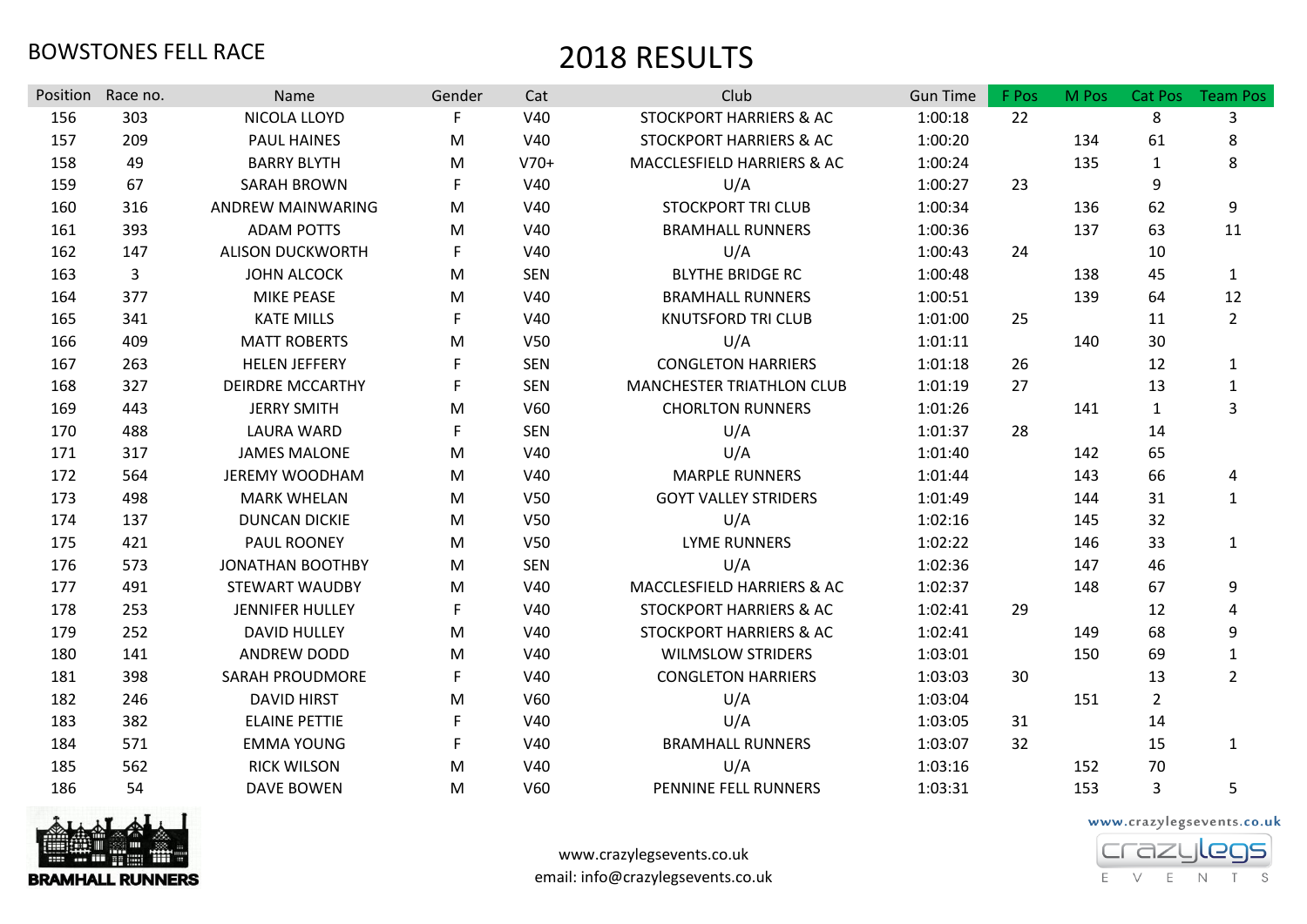BOWSTONES FELL RACE

# 2018 RESULTS

| Position | Race no. | Name | Gender | Cat | Club | Gun Time | F Pos | M Pos | Cat Pos | Team Pos |
|---|---|---|---|---|---|---|---|---|---|---|
| 156 | 303 | NICOLA LLOYD | F | V40 | STOCKPORT HARRIERS & AC | 1:00:18 | 22 | | 8 | 3 |
| 157 | 209 | PAUL HAINES | M | V40 | STOCKPORT HARRIERS & AC | 1:00:20 | | 134 | 61 | 8 |
| 158 | 49 | BARRY BLYTH | M | V70+ | MACCLESFIELD HARRIERS & AC | 1:00:24 | | 135 | 1 | 8 |
| 159 | 67 | SARAH BROWN | F | V40 | U/A | 1:00:27 | 23 | | 9 | |
| 160 | 316 | ANDREW MAINWARING | M | V40 | STOCKPORT TRI CLUB | 1:00:34 | | 136 | 62 | 9 |
| 161 | 393 | ADAM POTTS | M | V40 | BRAMHALL RUNNERS | 1:00:36 | | 137 | 63 | 11 |
| 162 | 147 | ALISON DUCKWORTH | F | V40 | U/A | 1:00:43 | 24 | | 10 | |
| 163 | 3 | JOHN ALCOCK | M | SEN | BLYTHE BRIDGE RC | 1:00:48 | | 138 | 45 | 1 |
| 164 | 377 | MIKE PEASE | M | V40 | BRAMHALL RUNNERS | 1:00:51 | | 139 | 64 | 12 |
| 165 | 341 | KATE MILLS | F | V40 | KNUTSFORD TRI CLUB | 1:01:00 | 25 | | 11 | 2 |
| 166 | 409 | MATT ROBERTS | M | V50 | U/A | 1:01:11 | | 140 | 30 | |
| 167 | 263 | HELEN JEFFERY | F | SEN | CONGLETON HARRIERS | 1:01:18 | 26 | | 12 | 1 |
| 168 | 327 | DEIRDRE MCCARTHY | F | SEN | MANCHESTER TRIATHLON CLUB | 1:01:19 | 27 | | 13 | 1 |
| 169 | 443 | JERRY SMITH | M | V60 | CHORLTON RUNNERS | 1:01:26 | | 141 | 1 | 3 |
| 170 | 488 | LAURA WARD | F | SEN | U/A | 1:01:37 | 28 | | 14 | |
| 171 | 317 | JAMES MALONE | M | V40 | U/A | 1:01:40 | | 142 | 65 | |
| 172 | 564 | JEREMY WOODHAM | M | V40 | MARPLE RUNNERS | 1:01:44 | | 143 | 66 | 4 |
| 173 | 498 | MARK WHELAN | M | V50 | GOYT VALLEY STRIDERS | 1:01:49 | | 144 | 31 | 1 |
| 174 | 137 | DUNCAN DICKIE | M | V50 | U/A | 1:02:16 | | 145 | 32 | |
| 175 | 421 | PAUL ROONEY | M | V50 | LYME RUNNERS | 1:02:22 | | 146 | 33 | 1 |
| 176 | 573 | JONATHAN BOOTHBY | M | SEN | U/A | 1:02:36 | | 147 | 46 | |
| 177 | 491 | STEWART WAUDBY | M | V40 | MACCLESFIELD HARRIERS & AC | 1:02:37 | | 148 | 67 | 9 |
| 178 | 253 | JENNIFER HULLEY | F | V40 | STOCKPORT HARRIERS & AC | 1:02:41 | 29 | | 12 | 4 |
| 179 | 252 | DAVID HULLEY | M | V40 | STOCKPORT HARRIERS & AC | 1:02:41 | | 149 | 68 | 9 |
| 180 | 141 | ANDREW DODD | M | V40 | WILMSLOW STRIDERS | 1:03:01 | | 150 | 69 | 1 |
| 181 | 398 | SARAH PROUDMORE | F | V40 | CONGLETON HARRIERS | 1:03:03 | 30 | | 13 | 2 |
| 182 | 246 | DAVID HIRST | M | V60 | U/A | 1:03:04 | | 151 | 2 | |
| 183 | 382 | ELAINE PETTIE | F | V40 | U/A | 1:03:05 | 31 | | 14 | |
| 184 | 571 | EMMA YOUNG | F | V40 | BRAMHALL RUNNERS | 1:03:07 | 32 | | 15 | 1 |
| 185 | 562 | RICK WILSON | M | V40 | U/A | 1:03:16 | | 152 | 70 | |
| 186 | 54 | DAVE BOWEN | M | V60 | PENNINE FELL RUNNERS | 1:03:31 | | 153 | 3 | 5 |

BRAMHALL RUNNERS

www.crazylegsevents.co.uk
email: info@crazylegsevents.co.uk

www.crazylegsevents.co.uk
crazylegs EVENTS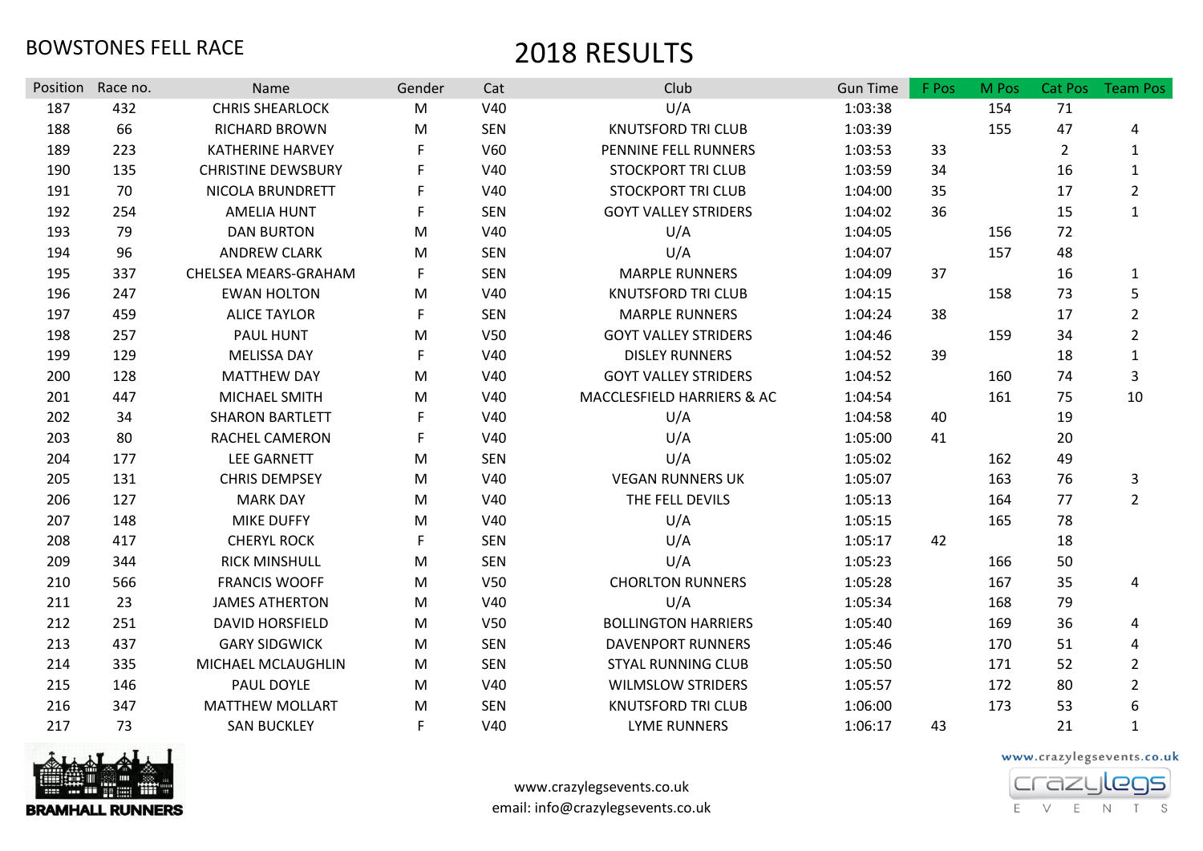BOWSTONES FELL RACE

# 2018 RESULTS

| Position | Race no. | Name | Gender | Cat | Club | Gun Time | F Pos | M Pos | Cat Pos | Team Pos |
|---|---|---|---|---|---|---|---|---|---|---|
| 187 | 432 | CHRIS SHEARLOCK | M | V40 | U/A | 1:03:38 | | 154 | 71 | |
| 188 | 66 | RICHARD BROWN | M | SEN | KNUTSFORD TRI CLUB | 1:03:39 | | 155 | 47 | 4 |
| 189 | 223 | KATHERINE HARVEY | F | V60 | PENNINE FELL RUNNERS | 1:03:53 | 33 | | 2 | 1 |
| 190 | 135 | CHRISTINE DEWSBURY | F | V40 | STOCKPORT TRI CLUB | 1:03:59 | 34 | | 16 | 1 |
| 191 | 70 | NICOLA BRUNDRETT | F | V40 | STOCKPORT TRI CLUB | 1:04:00 | 35 | | 17 | 2 |
| 192 | 254 | AMELIA HUNT | F | SEN | GOYT VALLEY STRIDERS | 1:04:02 | 36 | | 15 | 1 |
| 193 | 79 | DAN BURTON | M | V40 | U/A | 1:04:05 | | 156 | 72 | |
| 194 | 96 | ANDREW CLARK | M | SEN | U/A | 1:04:07 | | 157 | 48 | |
| 195 | 337 | CHELSEA MEARS-GRAHAM | F | SEN | MARPLE RUNNERS | 1:04:09 | 37 | | 16 | 1 |
| 196 | 247 | EWAN HOLTON | M | V40 | KNUTSFORD TRI CLUB | 1:04:15 | | 158 | 73 | 5 |
| 197 | 459 | ALICE TAYLOR | F | SEN | MARPLE RUNNERS | 1:04:24 | 38 | | 17 | 2 |
| 198 | 257 | PAUL HUNT | M | V50 | GOYT VALLEY STRIDERS | 1:04:46 | | 159 | 34 | 2 |
| 199 | 129 | MELISSA DAY | F | V40 | DISLEY RUNNERS | 1:04:52 | 39 | | 18 | 1 |
| 200 | 128 | MATTHEW DAY | M | V40 | GOYT VALLEY STRIDERS | 1:04:52 | | 160 | 74 | 3 |
| 201 | 447 | MICHAEL SMITH | M | V40 | MACCLESFIELD HARRIERS & AC | 1:04:54 | | 161 | 75 | 10 |
| 202 | 34 | SHARON BARTLETT | F | V40 | U/A | 1:04:58 | 40 | | 19 | |
| 203 | 80 | RACHEL CAMERON | F | V40 | U/A | 1:05:00 | 41 | | 20 | |
| 204 | 177 | LEE GARNETT | M | SEN | U/A | 1:05:02 | | 162 | 49 | |
| 205 | 131 | CHRIS DEMPSEY | M | V40 | VEGAN RUNNERS UK | 1:05:07 | | 163 | 76 | 3 |
| 206 | 127 | MARK DAY | M | V40 | THE FELL DEVILS | 1:05:13 | | 164 | 77 | 2 |
| 207 | 148 | MIKE DUFFY | M | V40 | U/A | 1:05:15 | | 165 | 78 | |
| 208 | 417 | CHERYL ROCK | F | SEN | U/A | 1:05:17 | 42 | | 18 | |
| 209 | 344 | RICK MINSHULL | M | SEN | U/A | 1:05:23 | | 166 | 50 | |
| 210 | 566 | FRANCIS WOOFF | M | V50 | CHORLTON RUNNERS | 1:05:28 | | 167 | 35 | 4 |
| 211 | 23 | JAMES ATHERTON | M | V40 | U/A | 1:05:34 | | 168 | 79 | |
| 212 | 251 | DAVID HORSFIELD | M | V50 | BOLLINGTON HARRIERS | 1:05:40 | | 169 | 36 | 4 |
| 213 | 437 | GARY SIDGWICK | M | SEN | DAVENPORT RUNNERS | 1:05:46 | | 170 | 51 | 4 |
| 214 | 335 | MICHAEL MCLAUGHLIN | M | SEN | STYAL RUNNING CLUB | 1:05:50 | | 171 | 52 | 2 |
| 215 | 146 | PAUL DOYLE | M | V40 | WILMSLOW STRIDERS | 1:05:57 | | 172 | 80 | 2 |
| 216 | 347 | MATTHEW MOLLART | M | SEN | KNUTSFORD TRI CLUB | 1:06:00 | | 173 | 53 | 6 |
| 217 | 73 | SAN BUCKLEY | F | V40 | LYME RUNNERS | 1:06:17 | 43 | | 21 | 1 |

BRAMHALL RUNNERS

www.crazylegsevents.co.uk
email: info@crazylegsevents.co.uk

www.crazylegsevents.co.uk
crazylegs EVENTS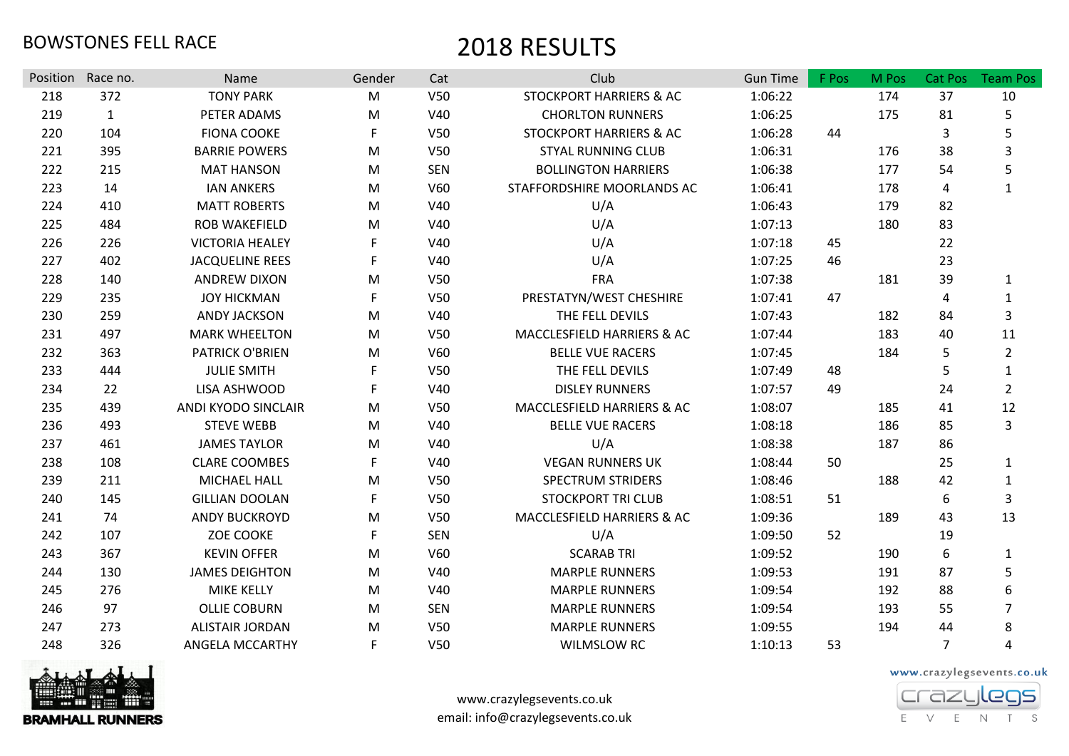BOWSTONES FELL RACE

# 2018 RESULTS

| Position | Race no. | Name | Gender | Cat | Club | Gun Time | F Pos | M Pos | Cat Pos | Team Pos |
|---|---|---|---|---|---|---|---|---|---|---|
| 218 | 372 | TONY PARK | M | V50 | STOCKPORT HARRIERS & AC | 1:06:22 | | 174 | 37 | 10 |
| 219 | 1 | PETER ADAMS | M | V40 | CHORLTON RUNNERS | 1:06:25 | | 175 | 81 | 5 |
| 220 | 104 | FIONA COOKE | F | V50 | STOCKPORT HARRIERS & AC | 1:06:28 | 44 | | 3 | 5 |
| 221 | 395 | BARRIE POWERS | M | V50 | STYAL RUNNING CLUB | 1:06:31 | | 176 | 38 | 3 |
| 222 | 215 | MAT HANSON | M | SEN | BOLLINGTON HARRIERS | 1:06:38 | | 177 | 54 | 5 |
| 223 | 14 | IAN ANKERS | M | V60 | STAFFORDSHIRE MOORLANDS AC | 1:06:41 | | 178 | 4 | 1 |
| 224 | 410 | MATT ROBERTS | M | V40 | U/A | 1:06:43 | | 179 | 82 | |
| 225 | 484 | ROB WAKEFIELD | M | V40 | U/A | 1:07:13 | | 180 | 83 | |
| 226 | 226 | VICTORIA HEALEY | F | V40 | U/A | 1:07:18 | 45 | | 22 | |
| 227 | 402 | JACQUELINE REES | F | V40 | U/A | 1:07:25 | 46 | | 23 | |
| 228 | 140 | ANDREW DIXON | M | V50 | FRA | 1:07:38 | | 181 | 39 | 1 |
| 229 | 235 | JOY HICKMAN | F | V50 | PRESTATYN/WEST CHESHIRE | 1:07:41 | 47 | | 4 | 1 |
| 230 | 259 | ANDY JACKSON | M | V40 | THE FELL DEVILS | 1:07:43 | | 182 | 84 | 3 |
| 231 | 497 | MARK WHEELTON | M | V50 | MACCLESFIELD HARRIERS & AC | 1:07:44 | | 183 | 40 | 11 |
| 232 | 363 | PATRICK O'BRIEN | M | V60 | BELLE VUE RACERS | 1:07:45 | | 184 | 5 | 2 |
| 233 | 444 | JULIE SMITH | F | V50 | THE FELL DEVILS | 1:07:49 | 48 | | 5 | 1 |
| 234 | 22 | LISA ASHWOOD | F | V40 | DISLEY RUNNERS | 1:07:57 | 49 | | 24 | 2 |
| 235 | 439 | ANDI KYODO SINCLAIR | M | V50 | MACCLESFIELD HARRIERS & AC | 1:08:07 | | 185 | 41 | 12 |
| 236 | 493 | STEVE WEBB | M | V40 | BELLE VUE RACERS | 1:08:18 | | 186 | 85 | 3 |
| 237 | 461 | JAMES TAYLOR | M | V40 | U/A | 1:08:38 | | 187 | 86 | |
| 238 | 108 | CLARE COOMBES | F | V40 | VEGAN RUNNERS UK | 1:08:44 | 50 | | 25 | 1 |
| 239 | 211 | MICHAEL HALL | M | V50 | SPECTRUM STRIDERS | 1:08:46 | | 188 | 42 | 1 |
| 240 | 145 | GILLIAN DOOLAN | F | V50 | STOCKPORT TRI CLUB | 1:08:51 | 51 | | 6 | 3 |
| 241 | 74 | ANDY BUCKROYD | M | V50 | MACCLESFIELD HARRIERS & AC | 1:09:36 | | 189 | 43 | 13 |
| 242 | 107 | ZOE COOKE | F | SEN | U/A | 1:09:50 | 52 | | 19 | |
| 243 | 367 | KEVIN OFFER | M | V60 | SCARAB TRI | 1:09:52 | | 190 | 6 | 1 |
| 244 | 130 | JAMES DEIGHTON | M | V40 | MARPLE RUNNERS | 1:09:53 | | 191 | 87 | 5 |
| 245 | 276 | MIKE KELLY | M | V40 | MARPLE RUNNERS | 1:09:54 | | 192 | 88 | 6 |
| 246 | 97 | OLLIE COBURN | M | SEN | MARPLE RUNNERS | 1:09:54 | | 193 | 55 | 7 |
| 247 | 273 | ALISTAIR JORDAN | M | V50 | MARPLE RUNNERS | 1:09:55 | | 194 | 44 | 8 |
| 248 | 326 | ANGELA MCCARTHY | F | V50 | WILMSLOW RC | 1:10:13 | 53 | | 7 | 4 |

BRAMHALL RUNNERS

www.crazylegsevents.co.uk
email: info@crazylegsevents.co.uk

www.crazylegsevents.co.uk
crazylegs EVENTS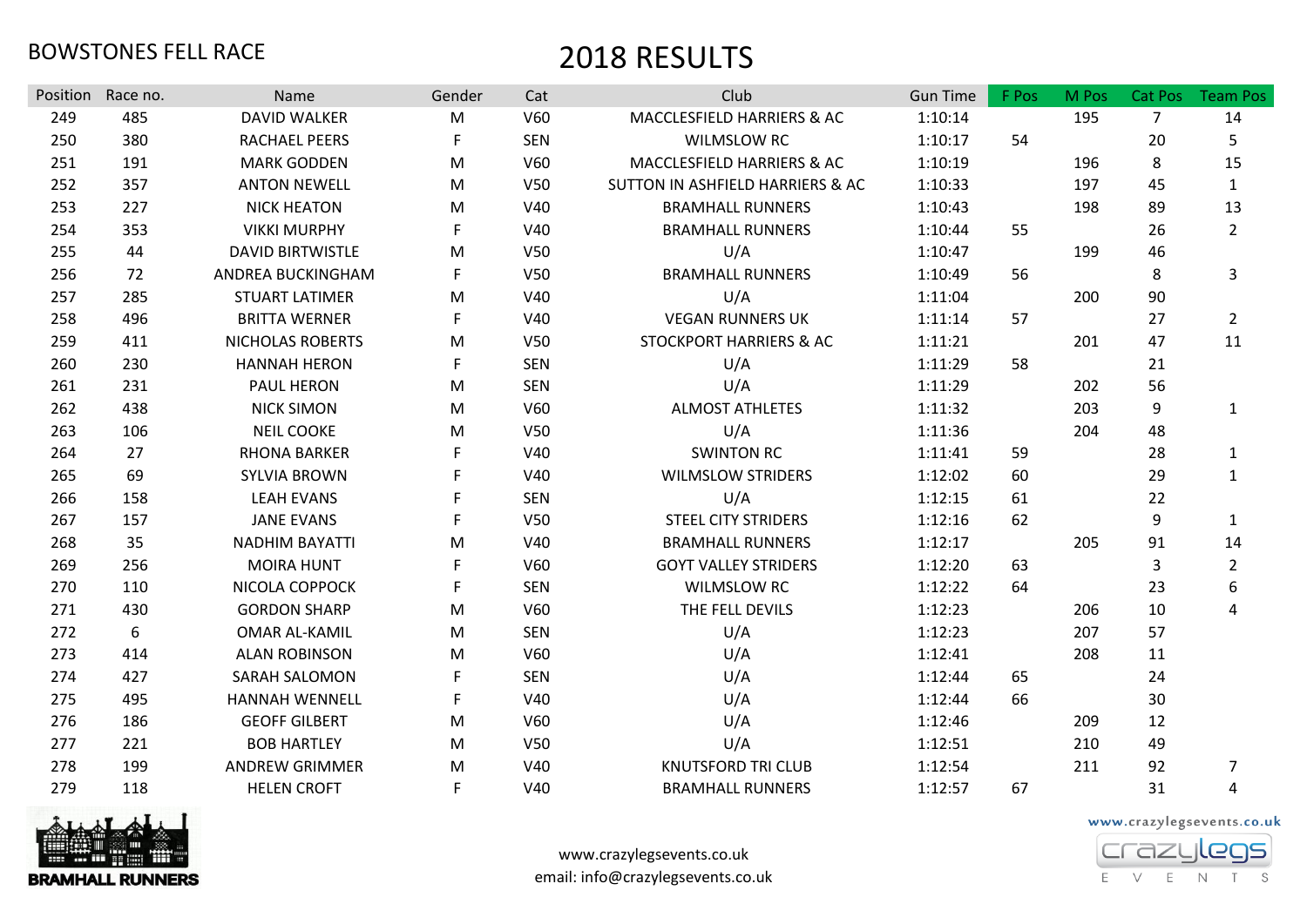BOWSTONES FELL RACE

# 2018 RESULTS

| Position | Race no. | Name | Gender | Cat | Club | Gun Time | F Pos | M Pos | Cat Pos | Team Pos |
|---|---|---|---|---|---|---|---|---|---|---|
| 249 | 485 | DAVID WALKER | M | V60 | MACCLESFIELD HARRIERS & AC | 1:10:14 | | 195 | 7 | 14 |
| 250 | 380 | RACHAEL PEERS | F | SEN | WILMSLOW RC | 1:10:17 | 54 | | 20 | 5 |
| 251 | 191 | MARK GODDEN | M | V60 | MACCLESFIELD HARRIERS & AC | 1:10:19 | | 196 | 8 | 15 |
| 252 | 357 | ANTON NEWELL | M | V50 | SUTTON IN ASHFIELD HARRIERS & AC | 1:10:33 | | 197 | 45 | 1 |
| 253 | 227 | NICK HEATON | M | V40 | BRAMHALL RUNNERS | 1:10:43 | | 198 | 89 | 13 |
| 254 | 353 | VIKKI MURPHY | F | V40 | BRAMHALL RUNNERS | 1:10:44 | 55 | | 26 | 2 |
| 255 | 44 | DAVID BIRTWISTLE | M | V50 | U/A | 1:10:47 | | 199 | 46 | |
| 256 | 72 | ANDREA BUCKINGHAM | F | V50 | BRAMHALL RUNNERS | 1:10:49 | 56 | | 8 | 3 |
| 257 | 285 | STUART LATIMER | M | V40 | U/A | 1:11:04 | | 200 | 90 | |
| 258 | 496 | BRITTA WERNER | F | V40 | VEGAN RUNNERS UK | 1:11:14 | 57 | | 27 | 2 |
| 259 | 411 | NICHOLAS ROBERTS | M | V50 | STOCKPORT HARRIERS & AC | 1:11:21 | | 201 | 47 | 11 |
| 260 | 230 | HANNAH HERON | F | SEN | U/A | 1:11:29 | 58 | | 21 | |
| 261 | 231 | PAUL HERON | M | SEN | U/A | 1:11:29 | | 202 | 56 | |
| 262 | 438 | NICK SIMON | M | V60 | ALMOST ATHLETES | 1:11:32 | | 203 | 9 | 1 |
| 263 | 106 | NEIL COOKE | M | V50 | U/A | 1:11:36 | | 204 | 48 | |
| 264 | 27 | RHONA BARKER | F | V40 | SWINTON RC | 1:11:41 | 59 | | 28 | 1 |
| 265 | 69 | SYLVIA BROWN | F | V40 | WILMSLOW STRIDERS | 1:12:02 | 60 | | 29 | 1 |
| 266 | 158 | LEAH EVANS | F | SEN | U/A | 1:12:15 | 61 | | 22 | |
| 267 | 157 | JANE EVANS | F | V50 | STEEL CITY STRIDERS | 1:12:16 | 62 | | 9 | 1 |
| 268 | 35 | NADHIM BAYATTI | M | V40 | BRAMHALL RUNNERS | 1:12:17 | | 205 | 91 | 14 |
| 269 | 256 | MOIRA HUNT | F | V60 | GOYT VALLEY STRIDERS | 1:12:20 | 63 | | 3 | 2 |
| 270 | 110 | NICOLA COPPOCK | F | SEN | WILMSLOW RC | 1:12:22 | 64 | | 23 | 6 |
| 271 | 430 | GORDON SHARP | M | V60 | THE FELL DEVILS | 1:12:23 | | 206 | 10 | 4 |
| 272 | 6 | OMAR AL-KAMIL | M | SEN | U/A | 1:12:23 | | 207 | 57 | |
| 273 | 414 | ALAN ROBINSON | M | V60 | U/A | 1:12:41 | | 208 | 11 | |
| 274 | 427 | SARAH SALOMON | F | SEN | U/A | 1:12:44 | 65 | | 24 | |
| 275 | 495 | HANNAH WENNELL | F | V40 | U/A | 1:12:44 | 66 | | 30 | |
| 276 | 186 | GEOFF GILBERT | M | V60 | U/A | 1:12:46 | | 209 | 12 | |
| 277 | 221 | BOB HARTLEY | M | V50 | U/A | 1:12:51 | | 210 | 49 | |
| 278 | 199 | ANDREW GRIMMER | M | V40 | KNUTSFORD TRI CLUB | 1:12:54 | | 211 | 92 | 7 |
| 279 | 118 | HELEN CROFT | F | V40 | BRAMHALL RUNNERS | 1:12:57 | 67 | | 31 | 4 |

BRAMHALL RUNNERS

www.crazylegsevents.co.uk
email: info@crazylegsevents.co.uk

www.crazylegsevents.co.uk
crazylegs EVENTS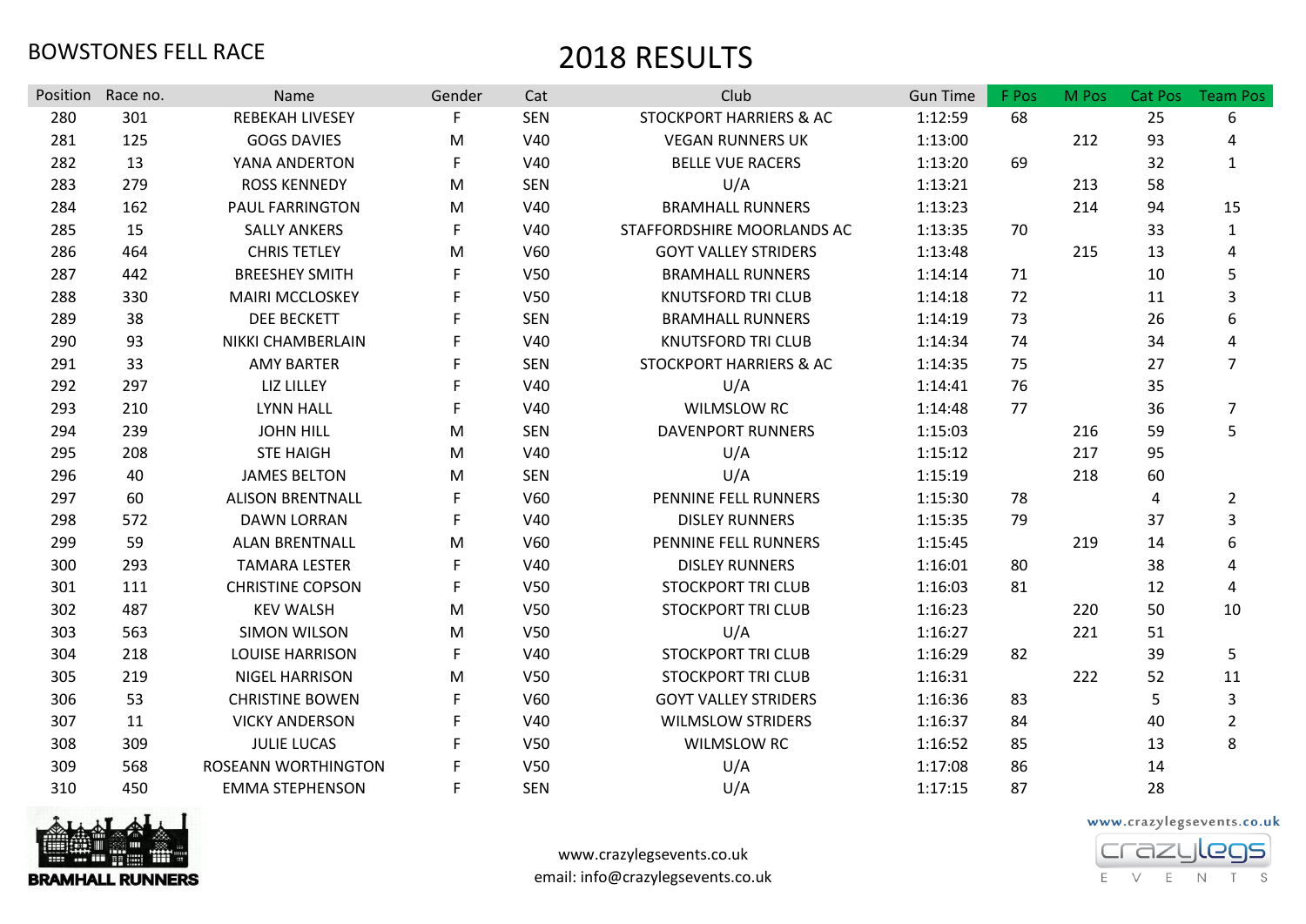BOWSTONES FELL RACE

# 2018 RESULTS

| Position | Race no. | Name | Gender | Cat | Club | Gun Time | F Pos | M Pos | Cat Pos | Team Pos |
|---|---|---|---|---|---|---|---|---|---|---|
| 280 | 301 | REBEKAH LIVESEY | F | SEN | STOCKPORT HARRIERS & AC | 1:12:59 | 68 | | 25 | 6 |
| 281 | 125 | GOGS DAVIES | M | V40 | VEGAN RUNNERS UK | 1:13:00 | | 212 | 93 | 4 |
| 282 | 13 | YANA ANDERTON | F | V40 | BELLE VUE RACERS | 1:13:20 | 69 | | 32 | 1 |
| 283 | 279 | ROSS KENNEDY | M | SEN | U/A | 1:13:21 | | 213 | 58 | |
| 284 | 162 | PAUL FARRINGTON | M | V40 | BRAMHALL RUNNERS | 1:13:23 | | 214 | 94 | 15 |
| 285 | 15 | SALLY ANKERS | F | V40 | STAFFORDSHIRE MOORLANDS AC | 1:13:35 | 70 | | 33 | 1 |
| 286 | 464 | CHRIS TETLEY | M | V60 | GOYT VALLEY STRIDERS | 1:13:48 | | 215 | 13 | 4 |
| 287 | 442 | BREESHEY SMITH | F | V50 | BRAMHALL RUNNERS | 1:14:14 | 71 | | 10 | 5 |
| 288 | 330 | MAIRI MCCLOSKEY | F | V50 | KNUTSFORD TRI CLUB | 1:14:18 | 72 | | 11 | 3 |
| 289 | 38 | DEE BECKETT | F | SEN | BRAMHALL RUNNERS | 1:14:19 | 73 | | 26 | 6 |
| 290 | 93 | NIKKI CHAMBERLAIN | F | V40 | KNUTSFORD TRI CLUB | 1:14:34 | 74 | | 34 | 4 |
| 291 | 33 | AMY BARTER | F | SEN | STOCKPORT HARRIERS & AC | 1:14:35 | 75 | | 27 | 7 |
| 292 | 297 | LIZ LILLEY | F | V40 | U/A | 1:14:41 | 76 | | 35 | |
| 293 | 210 | LYNN HALL | F | V40 | WILMSLOW RC | 1:14:48 | 77 | | 36 | 7 |
| 294 | 239 | JOHN HILL | M | SEN | DAVENPORT RUNNERS | 1:15:03 | | 216 | 59 | 5 |
| 295 | 208 | STE HAIGH | M | V40 | U/A | 1:15:12 | | 217 | 95 | |
| 296 | 40 | JAMES BELTON | M | SEN | U/A | 1:15:19 | | 218 | 60 | |
| 297 | 60 | ALISON BRENTNALL | F | V60 | PENNINE FELL RUNNERS | 1:15:30 | 78 | | 4 | 2 |
| 298 | 572 | DAWN LORRAN | F | V40 | DISLEY RUNNERS | 1:15:35 | 79 | | 37 | 3 |
| 299 | 59 | ALAN BRENTNALL | M | V60 | PENNINE FELL RUNNERS | 1:15:45 | | 219 | 14 | 6 |
| 300 | 293 | TAMARA LESTER | F | V40 | DISLEY RUNNERS | 1:16:01 | 80 | | 38 | 4 |
| 301 | 111 | CHRISTINE COPSON | F | V50 | STOCKPORT TRI CLUB | 1:16:03 | 81 | | 12 | 4 |
| 302 | 487 | KEV WALSH | M | V50 | STOCKPORT TRI CLUB | 1:16:23 | | 220 | 50 | 10 |
| 303 | 563 | SIMON WILSON | M | V50 | U/A | 1:16:27 | | 221 | 51 | |
| 304 | 218 | LOUISE HARRISON | F | V40 | STOCKPORT TRI CLUB | 1:16:29 | 82 | | 39 | 5 |
| 305 | 219 | NIGEL HARRISON | M | V50 | STOCKPORT TRI CLUB | 1:16:31 | | 222 | 52 | 11 |
| 306 | 53 | CHRISTINE BOWEN | F | V60 | GOYT VALLEY STRIDERS | 1:16:36 | 83 | | 5 | 3 |
| 307 | 11 | VICKY ANDERSON | F | V40 | WILMSLOW STRIDERS | 1:16:37 | 84 | | 40 | 2 |
| 308 | 309 | JULIE LUCAS | F | V50 | WILMSLOW RC | 1:16:52 | 85 | | 13 | 8 |
| 309 | 568 | ROSEANN WORTHINGTON | F | V50 | U/A | 1:17:08 | 86 | | 14 | |
| 310 | 450 | EMMA STEPHENSON | F | SEN | U/A | 1:17:15 | 87 | | 28 | |

BRAMHALL RUNNERS

www.crazylegsevents.co.uk
email: info@crazylegsevents.co.uk

www.crazylegsevents.co.uk
crazylegs EVENTS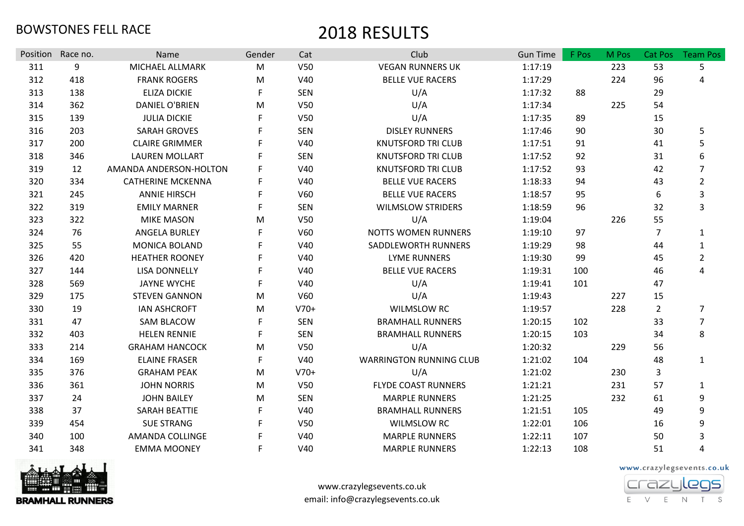BOWSTONES FELL RACE

# 2018 RESULTS

| Position | Race no. | Name | Gender | Cat | Club | Gun Time | F Pos | M Pos | Cat Pos | Team Pos |
|---|---|---|---|---|---|---|---|---|---|---|
| 311 | 9 | MICHAEL ALLMARK | M | V50 | VEGAN RUNNERS UK | 1:17:19 | | 223 | 53 | 5 |
| 312 | 418 | FRANK ROGERS | M | V40 | BELLE VUE RACERS | 1:17:29 | | 224 | 96 | 4 |
| 313 | 138 | ELIZA DICKIE | F | SEN | U/A | 1:17:32 | 88 | | 29 | |
| 314 | 362 | DANIEL O'BRIEN | M | V50 | U/A | 1:17:34 | | 225 | 54 | |
| 315 | 139 | JULIA DICKIE | F | V50 | U/A | 1:17:35 | 89 | | 15 | |
| 316 | 203 | SARAH GROVES | F | SEN | DISLEY RUNNERS | 1:17:46 | 90 | | 30 | 5 |
| 317 | 200 | CLAIRE GRIMMER | F | V40 | KNUTSFORD TRI CLUB | 1:17:51 | 91 | | 41 | 5 |
| 318 | 346 | LAUREN MOLLART | F | SEN | KNUTSFORD TRI CLUB | 1:17:52 | 92 | | 31 | 6 |
| 319 | 12 | AMANDA ANDERSON-HOLTON | F | V40 | KNUTSFORD TRI CLUB | 1:17:52 | 93 | | 42 | 7 |
| 320 | 334 | CATHERINE MCKENNA | F | V40 | BELLE VUE RACERS | 1:18:33 | 94 | | 43 | 2 |
| 321 | 245 | ANNIE HIRSCH | F | V60 | BELLE VUE RACERS | 1:18:57 | 95 | | 6 | 3 |
| 322 | 319 | EMILY MARNER | F | SEN | WILMSLOW STRIDERS | 1:18:59 | 96 | | 32 | 3 |
| 323 | 322 | MIKE MASON | M | V50 | U/A | 1:19:04 | | 226 | 55 | |
| 324 | 76 | ANGELA BURLEY | F | V60 | NOTTS WOMEN RUNNERS | 1:19:10 | 97 | | 7 | 1 |
| 325 | 55 | MONICA BOLAND | F | V40 | SADDLEWORTH RUNNERS | 1:19:29 | 98 | | 44 | 1 |
| 326 | 420 | HEATHER ROONEY | F | V40 | LYME RUNNERS | 1:19:30 | 99 | | 45 | 2 |
| 327 | 144 | LISA DONNELLY | F | V40 | BELLE VUE RACERS | 1:19:31 | 100 | | 46 | 4 |
| 328 | 569 | JAYNE WYCHE | F | V40 | U/A | 1:19:41 | 101 | | 47 | |
| 329 | 175 | STEVEN GANNON | M | V60 | U/A | 1:19:43 | | 227 | 15 | |
| 330 | 19 | IAN ASHCROFT | M | V70+ | WILMSLOW RC | 1:19:57 | | 228 | 2 | 7 |
| 331 | 47 | SAM BLACOW | F | SEN | BRAMHALL RUNNERS | 1:20:15 | 102 | | 33 | 7 |
| 332 | 403 | HELEN RENNIE | F | SEN | BRAMHALL RUNNERS | 1:20:15 | 103 | | 34 | 8 |
| 333 | 214 | GRAHAM HANCOCK | M | V50 | U/A | 1:20:32 | | 229 | 56 | |
| 334 | 169 | ELAINE FRASER | F | V40 | WARRINGTON RUNNING CLUB | 1:21:02 | 104 | | 48 | 1 |
| 335 | 376 | GRAHAM PEAK | M | V70+ | U/A | 1:21:02 | | 230 | 3 | |
| 336 | 361 | JOHN NORRIS | M | V50 | FLYDE COAST RUNNERS | 1:21:21 | | 231 | 57 | 1 |
| 337 | 24 | JOHN BAILEY | M | SEN | MARPLE RUNNERS | 1:21:25 | | 232 | 61 | 9 |
| 338 | 37 | SARAH BEATTIE | F | V40 | BRAMHALL RUNNERS | 1:21:51 | 105 | | 49 | 9 |
| 339 | 454 | SUE STRANG | F | V50 | WILMSLOW RC | 1:22:01 | 106 | | 16 | 9 |
| 340 | 100 | AMANDA COLLINGE | F | V40 | MARPLE RUNNERS | 1:22:11 | 107 | | 50 | 3 |
| 341 | 348 | EMMA MOONEY | F | V40 | MARPLE RUNNERS | 1:22:13 | 108 | | 51 | 4 |

BRAMHALL RUNNERS

www.crazylegsevents.co.uk
email: info@crazylegsevents.co.uk

www.crazylegsevents.co.uk
crazylegs EVENTS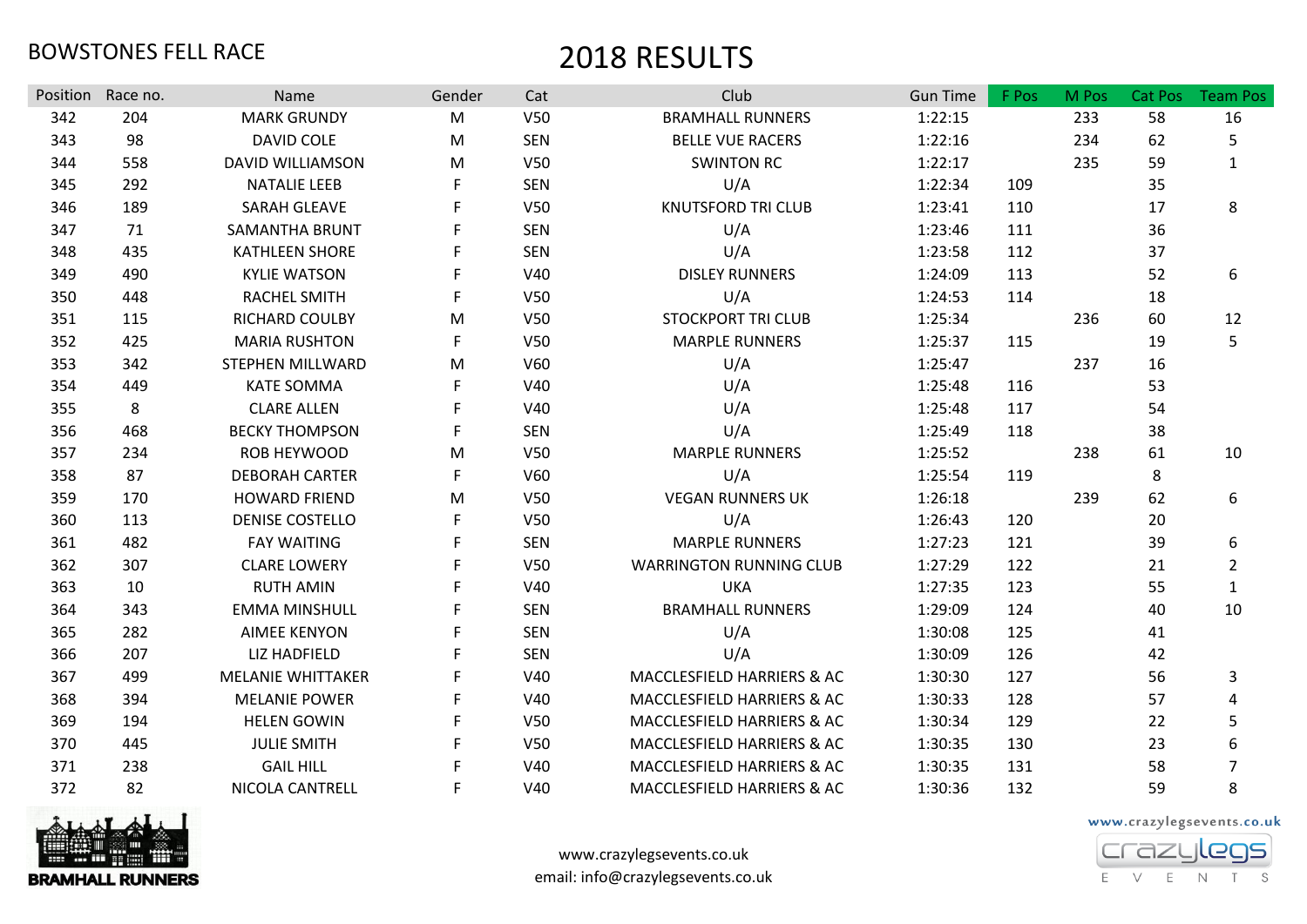BOWSTONES FELL RACE

# 2018 RESULTS

| Position | Race no. | Name | Gender | Cat | Club | Gun Time | F Pos | M Pos | Cat Pos | Team Pos |
|---|---|---|---|---|---|---|---|---|---|---|
| 342 | 204 | MARK GRUNDY | M | V50 | BRAMHALL RUNNERS | 1:22:15 | | 233 | 58 | 16 |
| 343 | 98 | DAVID COLE | M | SEN | BELLE VUE RACERS | 1:22:16 | | 234 | 62 | 5 |
| 344 | 558 | DAVID WILLIAMSON | M | V50 | SWINTON RC | 1:22:17 | | 235 | 59 | 1 |
| 345 | 292 | NATALIE LEEB | F | SEN | U/A | 1:22:34 | 109 | | 35 | |
| 346 | 189 | SARAH GLEAVE | F | V50 | KNUTSFORD TRI CLUB | 1:23:41 | 110 | | 17 | 8 |
| 347 | 71 | SAMANTHA BRUNT | F | SEN | U/A | 1:23:46 | 111 | | 36 | |
| 348 | 435 | KATHLEEN SHORE | F | SEN | U/A | 1:23:58 | 112 | | 37 | |
| 349 | 490 | KYLIE WATSON | F | V40 | DISLEY RUNNERS | 1:24:09 | 113 | | 52 | 6 |
| 350 | 448 | RACHEL SMITH | F | V50 | U/A | 1:24:53 | 114 | | 18 | |
| 351 | 115 | RICHARD COULBY | M | V50 | STOCKPORT TRI CLUB | 1:25:34 | | 236 | 60 | 12 |
| 352 | 425 | MARIA RUSHTON | F | V50 | MARPLE RUNNERS | 1:25:37 | 115 | | 19 | 5 |
| 353 | 342 | STEPHEN MILLWARD | M | V60 | U/A | 1:25:47 | | 237 | 16 | |
| 354 | 449 | KATE SOMMA | F | V40 | U/A | 1:25:48 | 116 | | 53 | |
| 355 | 8 | CLARE ALLEN | F | V40 | U/A | 1:25:48 | 117 | | 54 | |
| 356 | 468 | BECKY THOMPSON | F | SEN | U/A | 1:25:49 | 118 | | 38 | |
| 357 | 234 | ROB HEYWOOD | M | V50 | MARPLE RUNNERS | 1:25:52 | | 238 | 61 | 10 |
| 358 | 87 | DEBORAH CARTER | F | V60 | U/A | 1:25:54 | 119 | | 8 | |
| 359 | 170 | HOWARD FRIEND | M | V50 | VEGAN RUNNERS UK | 1:26:18 | | 239 | 62 | 6 |
| 360 | 113 | DENISE COSTELLO | F | V50 | U/A | 1:26:43 | 120 | | 20 | |
| 361 | 482 | FAY WAITING | F | SEN | MARPLE RUNNERS | 1:27:23 | 121 | | 39 | 6 |
| 362 | 307 | CLARE LOWERY | F | V50 | WARRINGTON RUNNING CLUB | 1:27:29 | 122 | | 21 | 2 |
| 363 | 10 | RUTH AMIN | F | V40 | UKA | 1:27:35 | 123 | | 55 | 1 |
| 364 | 343 | EMMA MINSHULL | F | SEN | BRAMHALL RUNNERS | 1:29:09 | 124 | | 40 | 10 |
| 365 | 282 | AIMEE KENYON | F | SEN | U/A | 1:30:08 | 125 | | 41 | |
| 366 | 207 | LIZ HADFIELD | F | SEN | U/A | 1:30:09 | 126 | | 42 | |
| 367 | 499 | MELANIE WHITTAKER | F | V40 | MACCLESFIELD HARRIERS & AC | 1:30:30 | 127 | | 56 | 3 |
| 368 | 394 | MELANIE POWER | F | V40 | MACCLESFIELD HARRIERS & AC | 1:30:33 | 128 | | 57 | 4 |
| 369 | 194 | HELEN GOWIN | F | V50 | MACCLESFIELD HARRIERS & AC | 1:30:34 | 129 | | 22 | 5 |
| 370 | 445 | JULIE SMITH | F | V50 | MACCLESFIELD HARRIERS & AC | 1:30:35 | 130 | | 23 | 6 |
| 371 | 238 | GAIL HILL | F | V40 | MACCLESFIELD HARRIERS & AC | 1:30:35 | 131 | | 58 | 7 |
| 372 | 82 | NICOLA CANTRELL | F | V40 | MACCLESFIELD HARRIERS & AC | 1:30:36 | 132 | | 59 | 8 |

www.crazylegsevents.co.uk
email: info@crazylegsevents.co.uk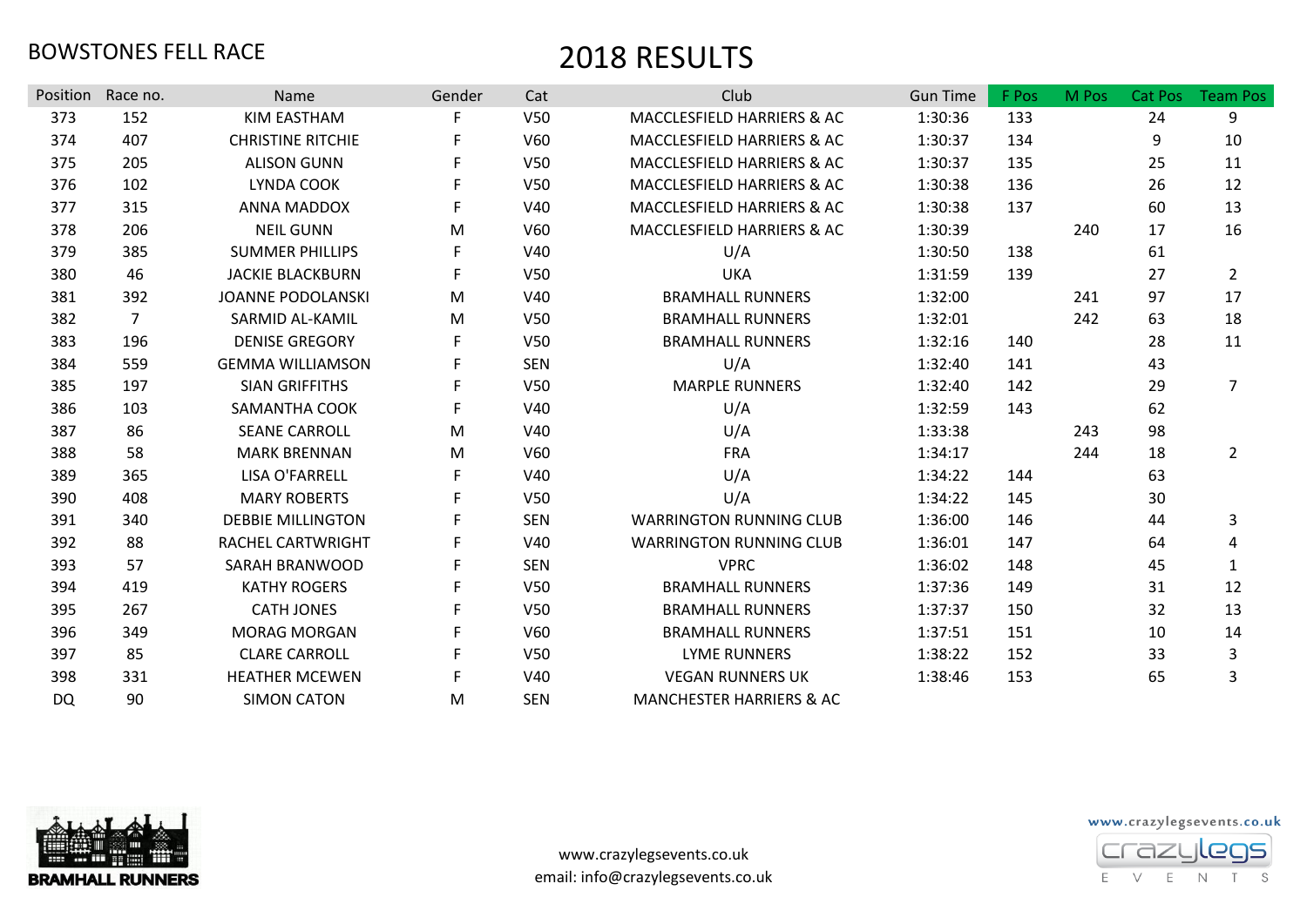BOWSTONES FELL RACE

# 2018 RESULTS

| Position | Race no. | Name | Gender | Cat | Club | Gun Time | F Pos | M Pos | Cat Pos | Team Pos |
|---|---|---|---|---|---|---|---|---|---|---|
| 373 | 152 | KIM EASTHAM | F | V50 | MACCLESFIELD HARRIERS & AC | 1:30:36 | 133 | | 24 | 9 |
| 374 | 407 | CHRISTINE RITCHIE | F | V60 | MACCLESFIELD HARRIERS & AC | 1:30:37 | 134 | | 9 | 10 |
| 375 | 205 | ALISON GUNN | F | V50 | MACCLESFIELD HARRIERS & AC | 1:30:37 | 135 | | 25 | 11 |
| 376 | 102 | LYNDA COOK | F | V50 | MACCLESFIELD HARRIERS & AC | 1:30:38 | 136 | | 26 | 12 |
| 377 | 315 | ANNA MADDOX | F | V40 | MACCLESFIELD HARRIERS & AC | 1:30:38 | 137 | | 60 | 13 |
| 378 | 206 | NEIL GUNN | M | V60 | MACCLESFIELD HARRIERS & AC | 1:30:39 | | 240 | 17 | 16 |
| 379 | 385 | SUMMER PHILLIPS | F | V40 | U/A | 1:30:50 | 138 | | 61 | |
| 380 | 46 | JACKIE BLACKBURN | F | V50 | UKA | 1:31:59 | 139 | | 27 | 2 |
| 381 | 392 | JOANNE PODOLANSKI | M | V40 | BRAMHALL RUNNERS | 1:32:00 | | 241 | 97 | 17 |
| 382 | 7 | SARMID AL-KAMIL | M | V50 | BRAMHALL RUNNERS | 1:32:01 | | 242 | 63 | 18 |
| 383 | 196 | DENISE GREGORY | F | V50 | BRAMHALL RUNNERS | 1:32:16 | 140 | | 28 | 11 |
| 384 | 559 | GEMMA WILLIAMSON | F | SEN | U/A | 1:32:40 | 141 | | 43 | |
| 385 | 197 | SIAN GRIFFITHS | F | V50 | MARPLE RUNNERS | 1:32:40 | 142 | | 29 | 7 |
| 386 | 103 | SAMANTHA COOK | F | V40 | U/A | 1:32:59 | 143 | | 62 | |
| 387 | 86 | SEANE CARROLL | M | V40 | U/A | 1:33:38 | | 243 | 98 | |
| 388 | 58 | MARK BRENNAN | M | V60 | FRA | 1:34:17 | | 244 | 18 | 2 |
| 389 | 365 | LISA O'FARRELL | F | V40 | U/A | 1:34:22 | 144 | | 63 | |
| 390 | 408 | MARY ROBERTS | F | V50 | U/A | 1:34:22 | 145 | | 30 | |
| 391 | 340 | DEBBIE MILLINGTON | F | SEN | WARRINGTON RUNNING CLUB | 1:36:00 | 146 | | 44 | 3 |
| 392 | 88 | RACHEL CARTWRIGHT | F | V40 | WARRINGTON RUNNING CLUB | 1:36:01 | 147 | | 64 | 4 |
| 393 | 57 | SARAH BRANWOOD | F | SEN | VPRC | 1:36:02 | 148 | | 45 | 1 |
| 394 | 419 | KATHY ROGERS | F | V50 | BRAMHALL RUNNERS | 1:37:36 | 149 | | 31 | 12 |
| 395 | 267 | CATH JONES | F | V50 | BRAMHALL RUNNERS | 1:37:37 | 150 | | 32 | 13 |
| 396 | 349 | MORAG MORGAN | F | V60 | BRAMHALL RUNNERS | 1:37:51 | 151 | | 10 | 14 |
| 397 | 85 | CLARE CARROLL | F | V50 | LYME RUNNERS | 1:38:22 | 152 | | 33 | 3 |
| 398 | 331 | HEATHER MCEWEN | F | V40 | VEGAN RUNNERS UK | 1:38:46 | 153 | | 65 | 3 |
| DQ | 90 | SIMON CATON | M | SEN | MANCHESTER HARRIERS & AC | | | | | |

BRAMHALL RUNNERS

www.crazylegsevents.co.uk
email: info@crazylegsevents.co.uk

www.crazylegsevents.co.uk
crazylegs EVENTS